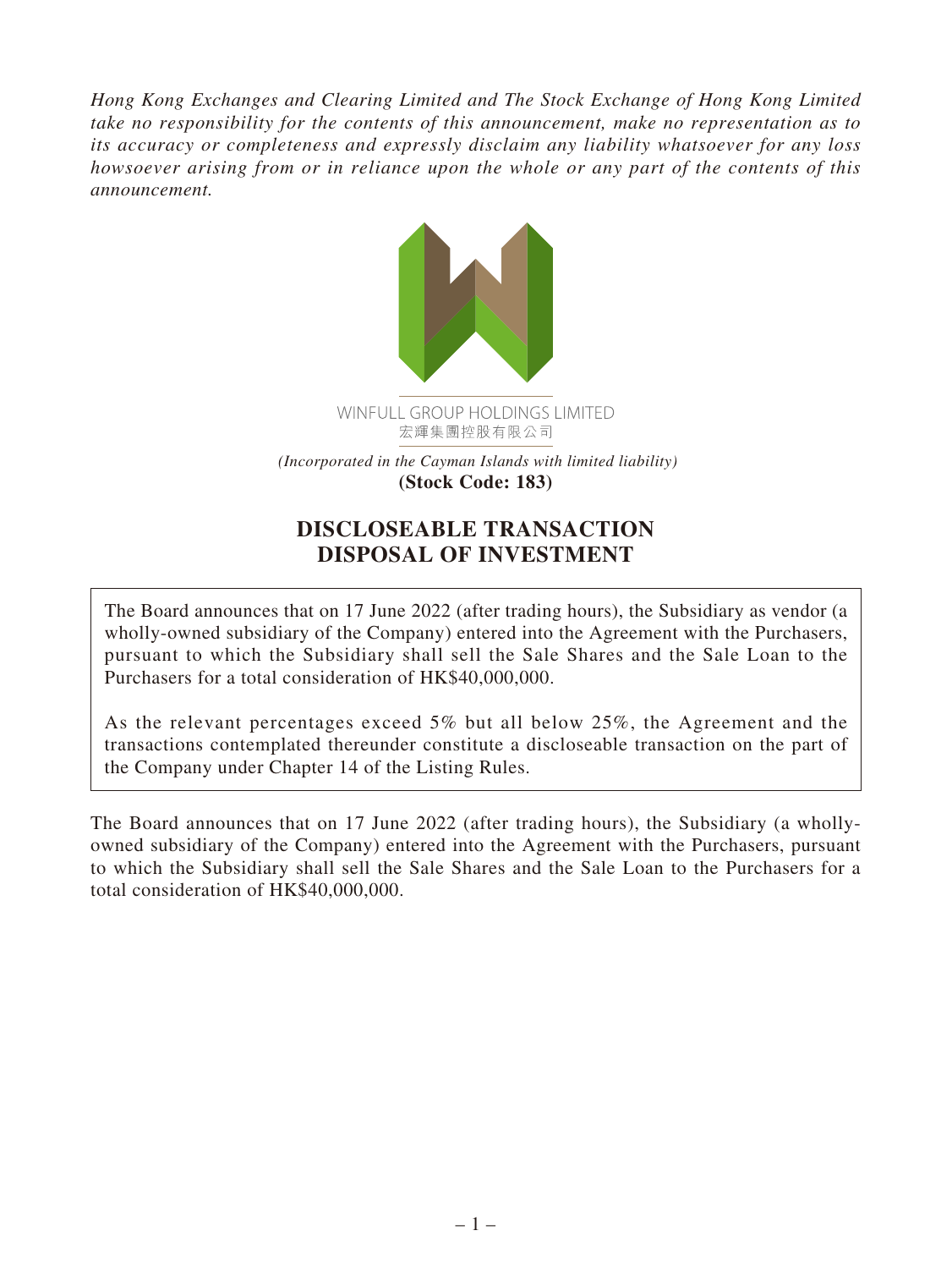*Hong Kong Exchanges and Clearing Limited and The Stock Exchange of Hong Kong Limited take no responsibility for the contents of this announcement, make no representation as to its accuracy or completeness and expressly disclaim any liability whatsoever for any loss howsoever arising from or in reliance upon the whole or any part of the contents of this announcement.*

WINFULL GROUP HOLDINGS LIMITED
宏輝集團控股有限公司

*(Incorporated in the Cayman Islands with limited liability)*
**(Stock Code: 183)**

# DISCLOSEABLE TRANSACTION
# DISPOSAL OF INVESTMENT

The Board announces that on 17 June 2022 (after trading hours), the Subsidiary as vendor (a wholly-owned subsidiary of the Company) entered into the Agreement with the Purchasers, pursuant to which the Subsidiary shall sell the Sale Shares and the Sale Loan to the Purchasers for a total consideration of HK$40,000,000.

As the relevant percentages exceed 5% but all below 25%, the Agreement and the transactions contemplated thereunder constitute a discloseable transaction on the part of the Company under Chapter 14 of the Listing Rules.

The Board announces that on 17 June 2022 (after trading hours), the Subsidiary (a wholly-owned subsidiary of the Company) entered into the Agreement with the Purchasers, pursuant to which the Subsidiary shall sell the Sale Shares and the Sale Loan to the Purchasers for a total consideration of HK$40,000,000.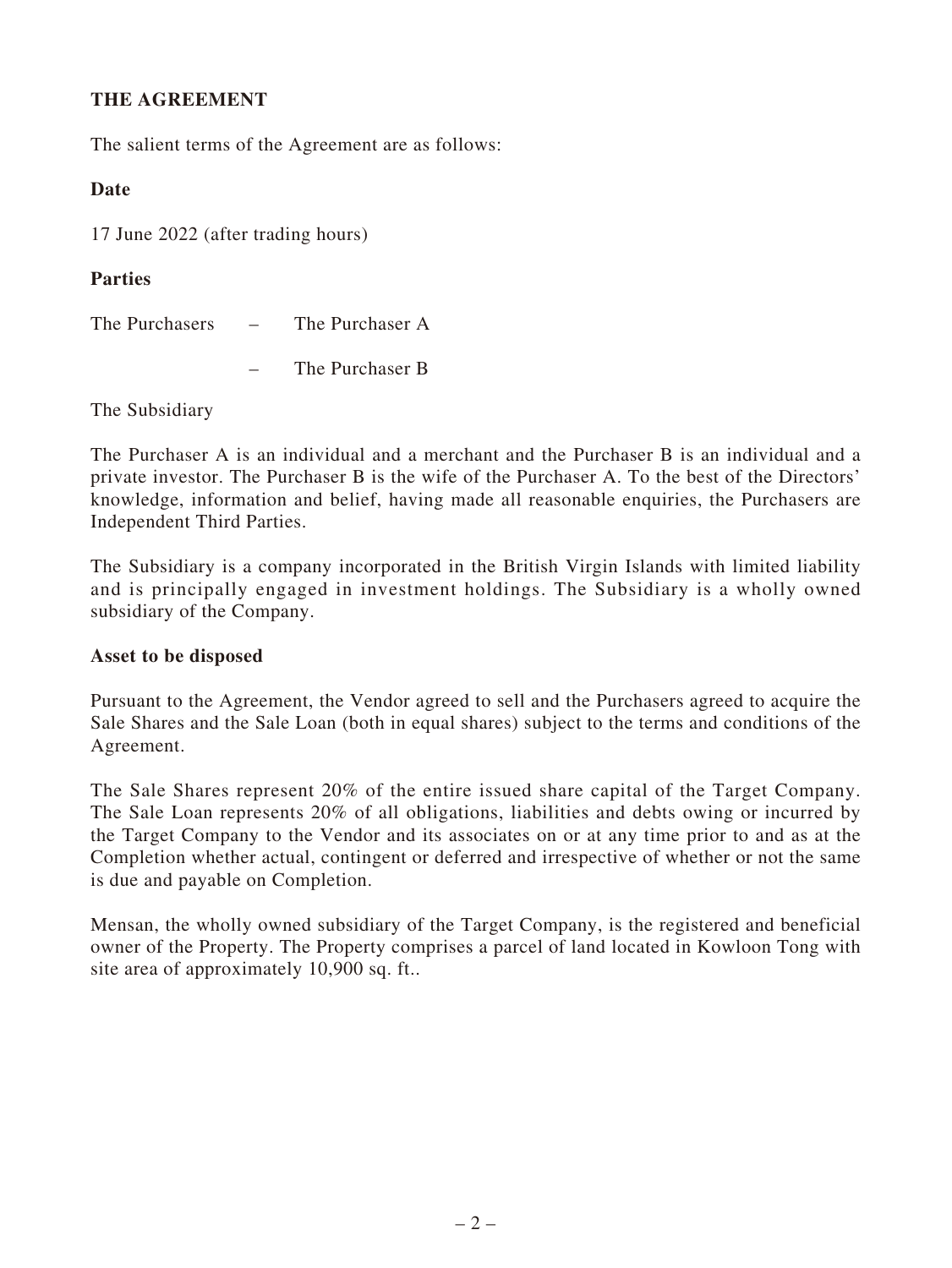**THE AGREEMENT**

The salient terms of the Agreement are as follows:

**Date**

17 June 2022 (after trading hours)

**Parties**

The Purchasers – The Purchaser A

– The Purchaser B

The Subsidiary

The Purchaser A is an individual and a merchant and the Purchaser B is an individual and a private investor. The Purchaser B is the wife of the Purchaser A. To the best of the Directors' knowledge, information and belief, having made all reasonable enquiries, the Purchasers are Independent Third Parties.

The Subsidiary is a company incorporated in the British Virgin Islands with limited liability and is principally engaged in investment holdings. The Subsidiary is a wholly owned subsidiary of the Company.

**Asset to be disposed**

Pursuant to the Agreement, the Vendor agreed to sell and the Purchasers agreed to acquire the Sale Shares and the Sale Loan (both in equal shares) subject to the terms and conditions of the Agreement.

The Sale Shares represent 20% of the entire issued share capital of the Target Company. The Sale Loan represents 20% of all obligations, liabilities and debts owing or incurred by the Target Company to the Vendor and its associates on or at any time prior to and as at the Completion whether actual, contingent or deferred and irrespective of whether or not the same is due and payable on Completion.

Mensan, the wholly owned subsidiary of the Target Company, is the registered and beneficial owner of the Property. The Property comprises a parcel of land located in Kowloon Tong with site area of approximately 10,900 sq. ft..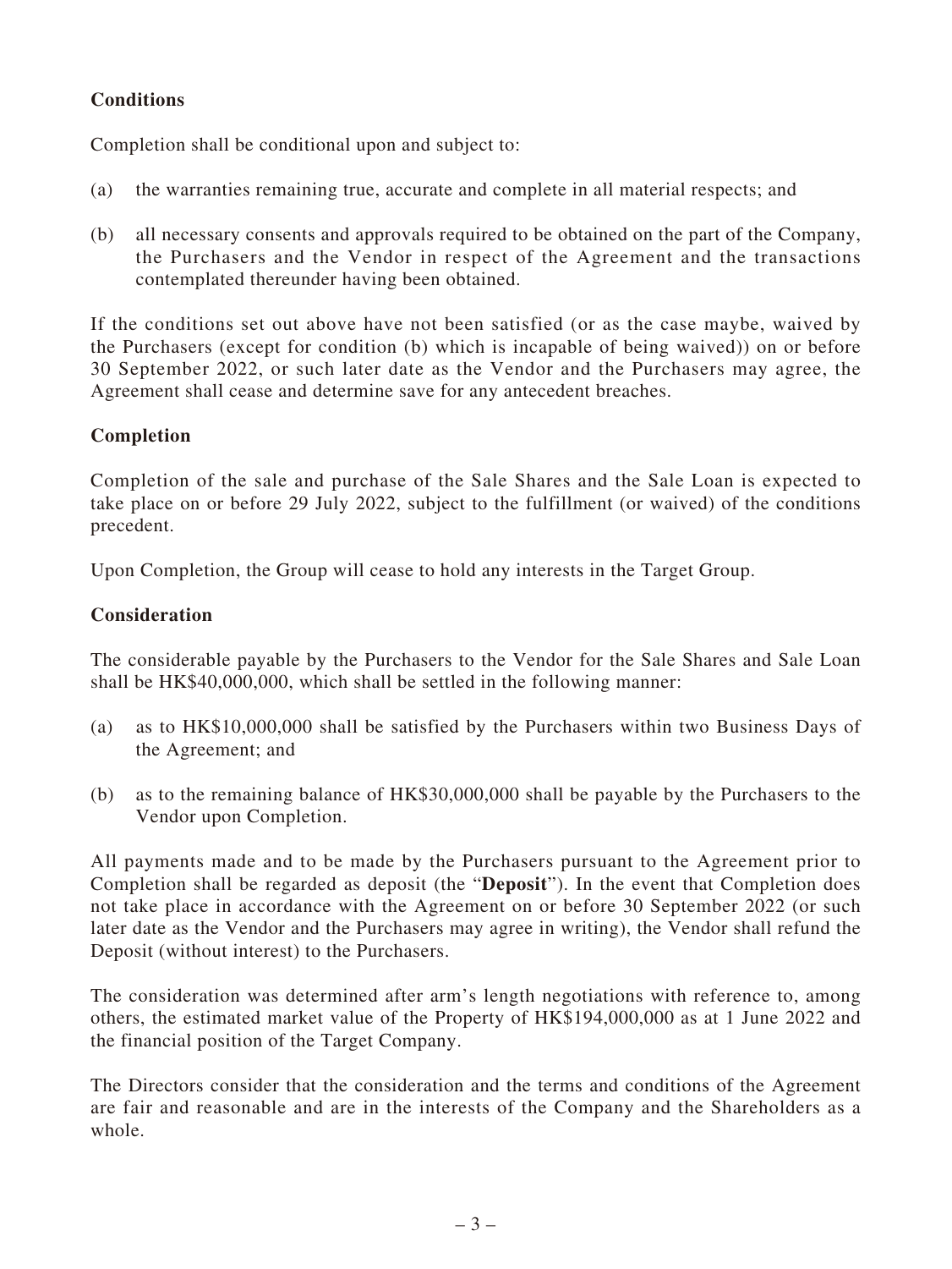**Conditions**

Completion shall be conditional upon and subject to:

(a) the warranties remaining true, accurate and complete in all material respects; and

(b) all necessary consents and approvals required to be obtained on the part of the Company, the Purchasers and the Vendor in respect of the Agreement and the transactions contemplated thereunder having been obtained.

If the conditions set out above have not been satisfied (or as the case maybe, waived by the Purchasers (except for condition (b) which is incapable of being waived)) on or before 30 September 2022, or such later date as the Vendor and the Purchasers may agree, the Agreement shall cease and determine save for any antecedent breaches.

**Completion**

Completion of the sale and purchase of the Sale Shares and the Sale Loan is expected to take place on or before 29 July 2022, subject to the fulfillment (or waived) of the conditions precedent.

Upon Completion, the Group will cease to hold any interests in the Target Group.

**Consideration**

The considerable payable by the Purchasers to the Vendor for the Sale Shares and Sale Loan shall be HK$40,000,000, which shall be settled in the following manner:

(a) as to HK$10,000,000 shall be satisfied by the Purchasers within two Business Days of the Agreement; and

(b) as to the remaining balance of HK$30,000,000 shall be payable by the Purchasers to the Vendor upon Completion.

All payments made and to be made by the Purchasers pursuant to the Agreement prior to Completion shall be regarded as deposit (the "**Deposit**"). In the event that Completion does not take place in accordance with the Agreement on or before 30 September 2022 (or such later date as the Vendor and the Purchasers may agree in writing), the Vendor shall refund the Deposit (without interest) to the Purchasers.

The consideration was determined after arm's length negotiations with reference to, among others, the estimated market value of the Property of HK$194,000,000 as at 1 June 2022 and the financial position of the Target Company.

The Directors consider that the consideration and the terms and conditions of the Agreement are fair and reasonable and are in the interests of the Company and the Shareholders as a whole.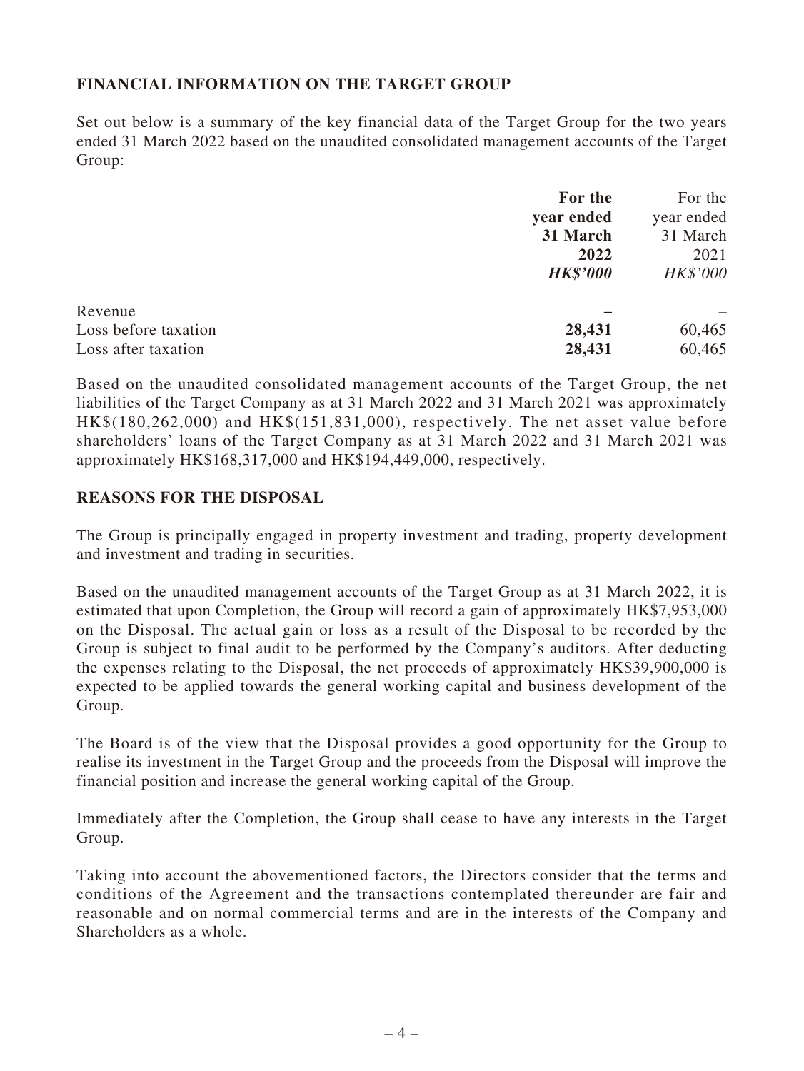## FINANCIAL INFORMATION ON THE TARGET GROUP

Set out below is a summary of the key financial data of the Target Group for the two years ended 31 March 2022 based on the unaudited consolidated management accounts of the Target Group:

| | **For the year ended 31 March 2022** | For the year ended 31 March 2021 |
|---|---|---|
| | ***HK$'000*** | *HK$'000* |
| Revenue | **–** | – |
| Loss before taxation | **28,431** | 60,465 |
| Loss after taxation | **28,431** | 60,465 |

Based on the unaudited consolidated management accounts of the Target Group, the net liabilities of the Target Company as at 31 March 2022 and 31 March 2021 was approximately HK$(180,262,000) and HK$(151,831,000), respectively. The net asset value before shareholders' loans of the Target Company as at 31 March 2022 and 31 March 2021 was approximately HK$168,317,000 and HK$194,449,000, respectively.

## REASONS FOR THE DISPOSAL

The Group is principally engaged in property investment and trading, property development and investment and trading in securities.

Based on the unaudited management accounts of the Target Group as at 31 March 2022, it is estimated that upon Completion, the Group will record a gain of approximately HK$7,953,000 on the Disposal. The actual gain or loss as a result of the Disposal to be recorded by the Group is subject to final audit to be performed by the Company's auditors. After deducting the expenses relating to the Disposal, the net proceeds of approximately HK$39,900,000 is expected to be applied towards the general working capital and business development of the Group.

The Board is of the view that the Disposal provides a good opportunity for the Group to realise its investment in the Target Group and the proceeds from the Disposal will improve the financial position and increase the general working capital of the Group.

Immediately after the Completion, the Group shall cease to have any interests in the Target Group.

Taking into account the abovementioned factors, the Directors consider that the terms and conditions of the Agreement and the transactions contemplated thereunder are fair and reasonable and on normal commercial terms and are in the interests of the Company and Shareholders as a whole.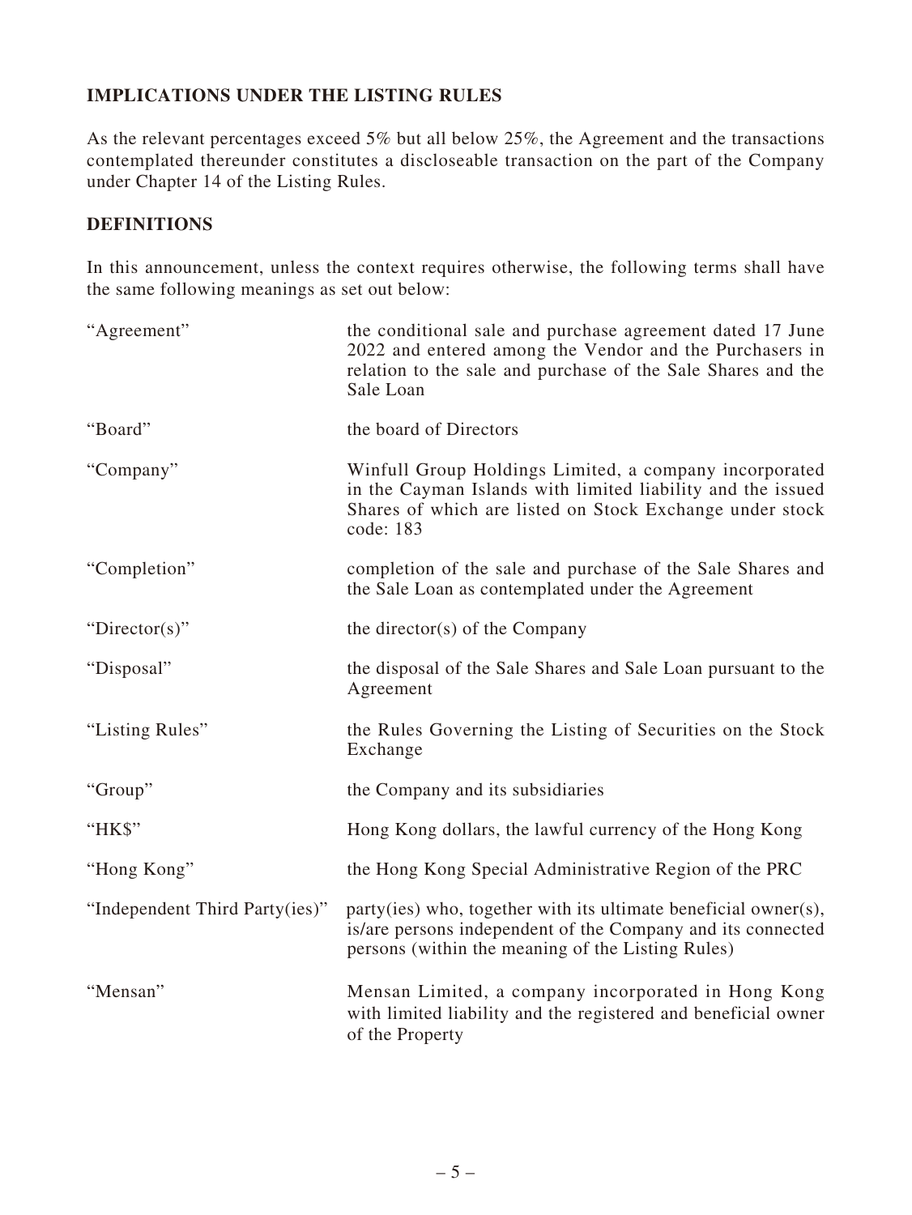## IMPLICATIONS UNDER THE LISTING RULES

As the relevant percentages exceed 5% but all below 25%, the Agreement and the transactions contemplated thereunder constitutes a discloseable transaction on the part of the Company under Chapter 14 of the Listing Rules.

## DEFINITIONS

In this announcement, unless the context requires otherwise, the following terms shall have the same following meanings as set out below:

| | |
|---|---|
| "Agreement" | the conditional sale and purchase agreement dated 17 June 2022 and entered among the Vendor and the Purchasers in relation to the sale and purchase of the Sale Shares and the Sale Loan |
| "Board" | the board of Directors |
| "Company" | Winfull Group Holdings Limited, a company incorporated in the Cayman Islands with limited liability and the issued Shares of which are listed on Stock Exchange under stock code: 183 |
| "Completion" | completion of the sale and purchase of the Sale Shares and the Sale Loan as contemplated under the Agreement |
| "Director(s)" | the director(s) of the Company |
| "Disposal" | the disposal of the Sale Shares and Sale Loan pursuant to the Agreement |
| "Listing Rules" | the Rules Governing the Listing of Securities on the Stock Exchange |
| "Group" | the Company and its subsidiaries |
| "HK$" | Hong Kong dollars, the lawful currency of the Hong Kong |
| "Hong Kong" | the Hong Kong Special Administrative Region of the PRC |
| "Independent Third Party(ies)" | party(ies) who, together with its ultimate beneficial owner(s), is/are persons independent of the Company and its connected persons (within the meaning of the Listing Rules) |
| "Mensan" | Mensan Limited, a company incorporated in Hong Kong with limited liability and the registered and beneficial owner of the Property |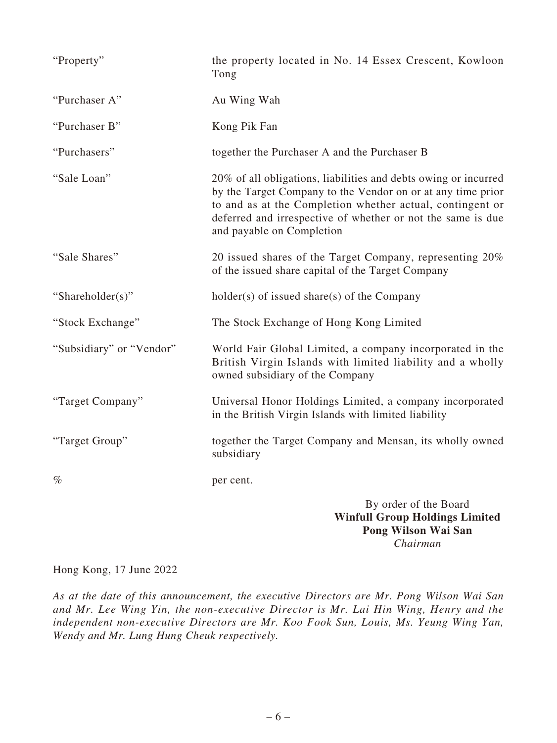| | |
|---|---|
| "Property" | the property located in No. 14 Essex Crescent, Kowloon Tong |
| "Purchaser A" | Au Wing Wah |
| "Purchaser B" | Kong Pik Fan |
| "Purchasers" | together the Purchaser A and the Purchaser B |
| "Sale Loan" | 20% of all obligations, liabilities and debts owing or incurred by the Target Company to the Vendor on or at any time prior to and as at the Completion whether actual, contingent or deferred and irrespective of whether or not the same is due and payable on Completion |
| "Sale Shares" | 20 issued shares of the Target Company, representing 20% of the issued share capital of the Target Company |
| "Shareholder(s)" | holder(s) of issued share(s) of the Company |
| "Stock Exchange" | The Stock Exchange of Hong Kong Limited |
| "Subsidiary" or "Vendor" | World Fair Global Limited, a company incorporated in the British Virgin Islands with limited liability and a wholly owned subsidiary of the Company |
| "Target Company" | Universal Honor Holdings Limited, a company incorporated in the British Virgin Islands with limited liability |
| "Target Group" | together the Target Company and Mensan, its wholly owned subsidiary |
| % | per cent. |

By order of the Board
**Winfull Group Holdings Limited**
**Pong Wilson Wai San**
*Chairman*

Hong Kong, 17 June 2022

*As at the date of this announcement, the executive Directors are Mr. Pong Wilson Wai San and Mr. Lee Wing Yin, the non-executive Director is Mr. Lai Hin Wing, Henry and the independent non-executive Directors are Mr. Koo Fook Sun, Louis, Ms. Yeung Wing Yan, Wendy and Mr. Lung Hung Cheuk respectively.*